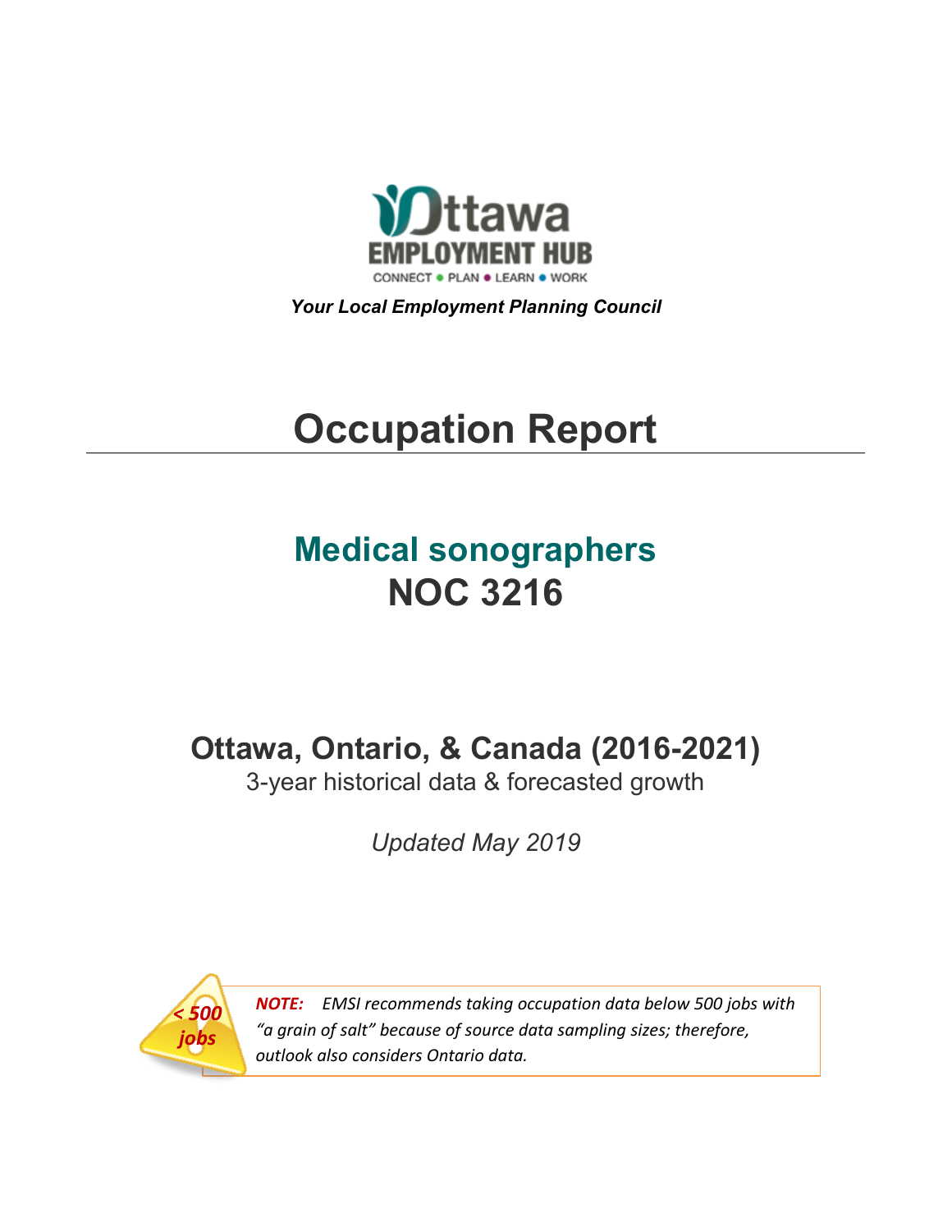Ottawa EMPLOYMENT HUB

CONNECT • PLAN • LEARN • WORK

***Your Local Employment Planning Council***

# Occupation Report

## Medical sonographers
## NOC 3216

## Ottawa, Ontario, & Canada (2016-2021)

3-year historical data & forecasted growth

*Updated May 2019*

*< 500 jobs*

***NOTE:*** *EMSI recommends taking occupation data below 500 jobs with "a grain of salt" because of source data sampling sizes; therefore, outlook also considers Ontario data.*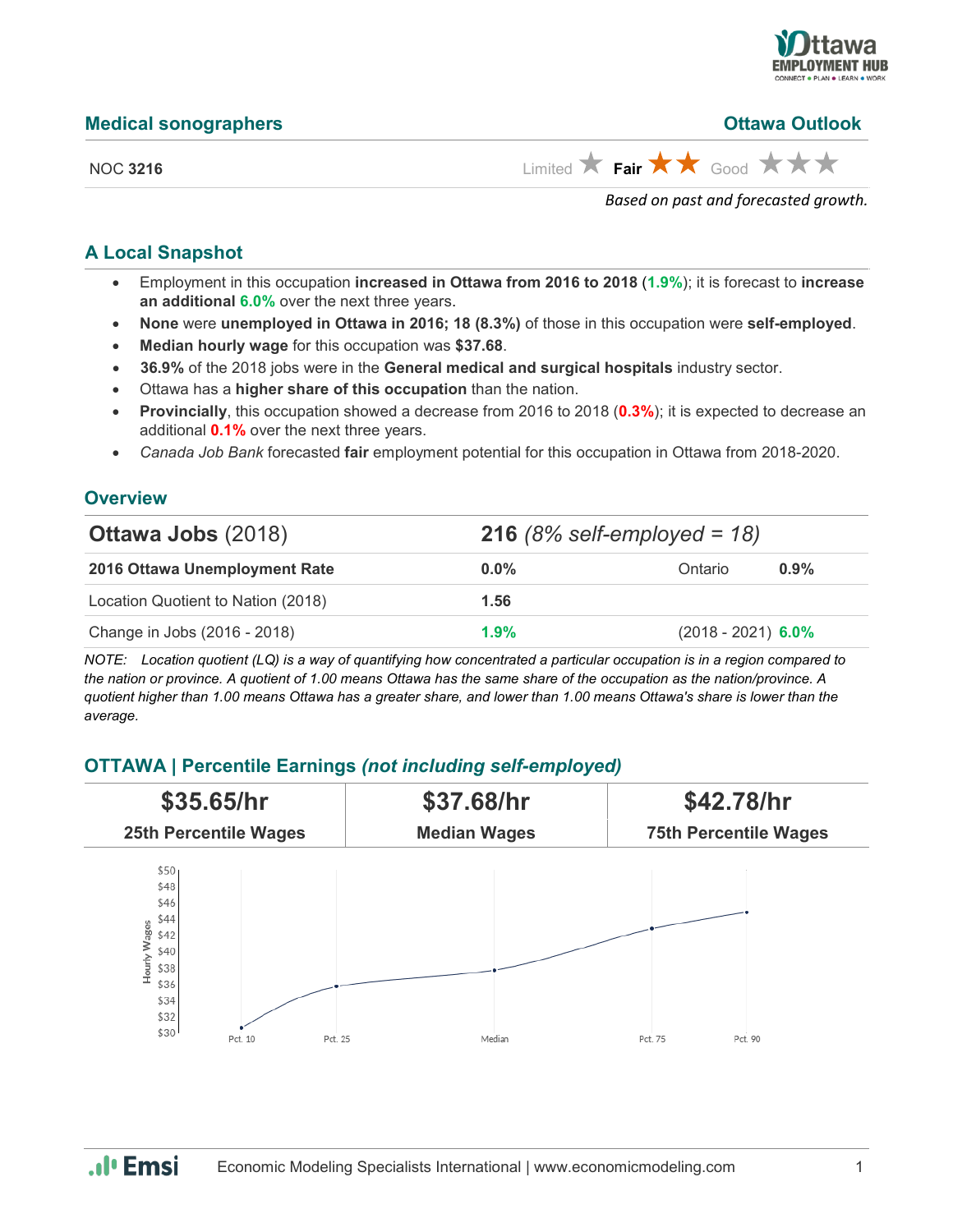## Medical sonographers

**Ottawa Outlook**

NOC **3216**

Limited ★ **Fair** ★★ Good ★★★

*Based on past and forecasted growth.*

## A Local Snapshot

- Employment in this occupation **increased in Ottawa from 2016 to 2018** (**1.9%**); it is forecast to **increase an additional 6.0%** over the next three years.
- **None** were **unemployed in Ottawa in 2016; 18 (8.3%)** of those in this occupation were **self-employed**.
- **Median hourly wage** for this occupation was **$37.68**.
- **36.9%** of the 2018 jobs were in the **General medical and surgical hospitals** industry sector.
- Ottawa has a **higher share of this occupation** than the nation.
- **Provincially**, this occupation showed a decrease from 2016 to 2018 (**0.3%**); it is expected to decrease an additional **0.1%** over the next three years.
- *Canada Job Bank* forecasted **fair** employment potential for this occupation in Ottawa from 2018-2020.

## Overview

| **Ottawa Jobs** (2018) | **216** *(8% self-employed = 18)* | | |
|---|---|---|---|
| **2016 Ottawa Unemployment Rate** | **0.0%** | Ontario | **0.9%** |
| Location Quotient to Nation (2018) | **1.56** | | |
| Change in Jobs (2016 - 2018) | **1.9%** | (2018 - 2021) | **6.0%** |

*NOTE: Location quotient (LQ) is a way of quantifying how concentrated a particular occupation is in a region compared to the nation or province. A quotient of 1.00 means Ottawa has the same share of the occupation as the nation/province. A quotient higher than 1.00 means Ottawa has a greater share, and lower than 1.00 means Ottawa's share is lower than the average.*

## OTTAWA | Percentile Earnings *(not including self-employed)*

| $35.65/hr | $37.68/hr | $42.78/hr |
|---|---|---|
| 25th Percentile Wages | Median Wages | 75th Percentile Wages |

Hourly Wages

$50
$48
$46
$44
$42
$40
$38
$36
$34
$32
$30

Pct. 10
Pct. 25
Median
Pct. 75
Pct. 90

Emsi

Economic Modeling Specialists International | www.economicmodeling.com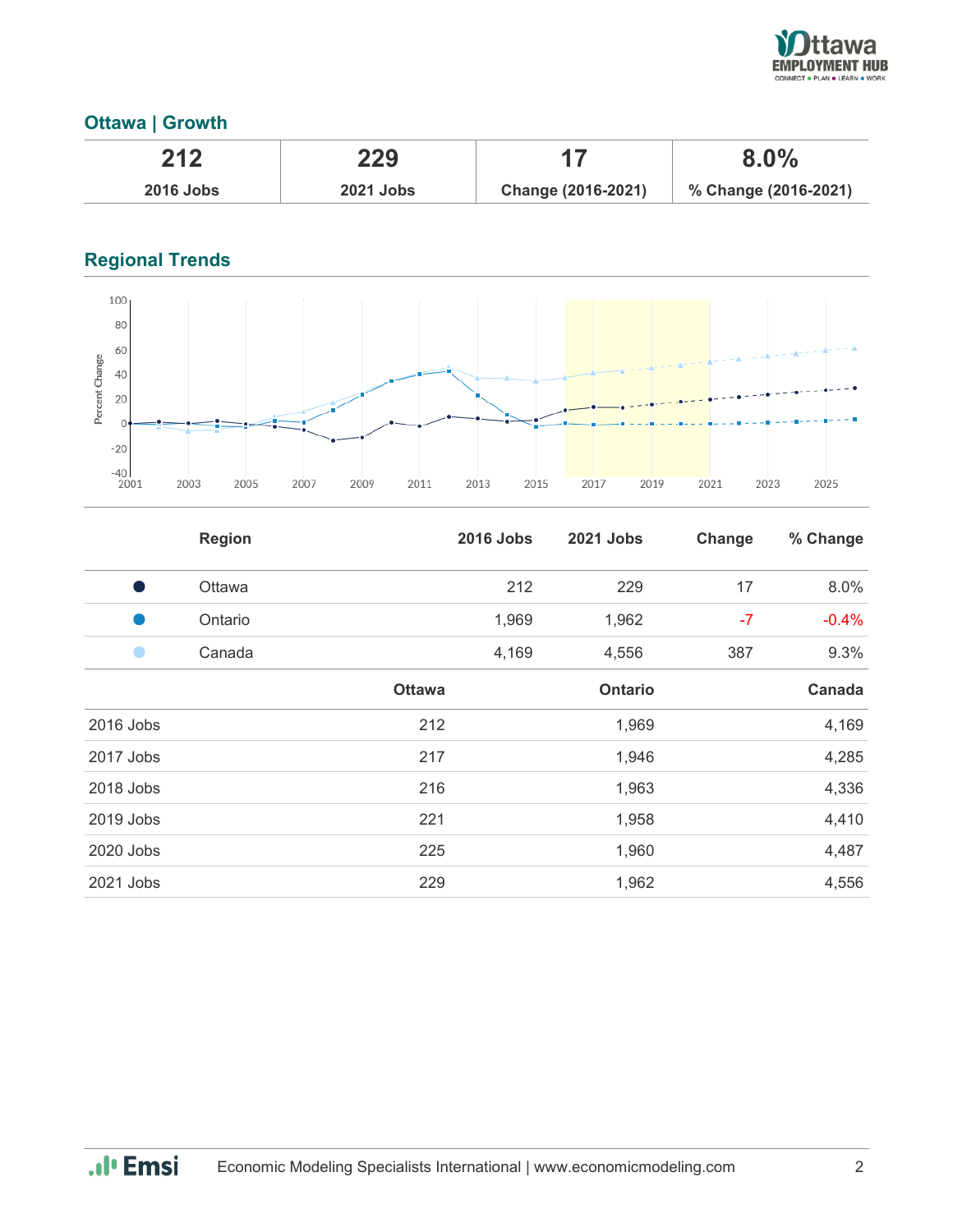## Ottawa | Growth

| 212 | 229 | 17 | 8.0% |
|---|---|---|---|
| 2016 Jobs | 2021 Jobs | Change (2016-2021) | % Change (2016-2021) |

## Regional Trends

Percent Change

100
80
60
40
20
0
-20
-40

2001 2003 2005 2007 2009 2011 2013 2015 2017 2019 2021 2023 2025

| | Region | 2016 Jobs | 2021 Jobs | Change | % Change |
|---|---|---|---|---|---|
| ● | Ottawa | 212 | 229 | 17 | 8.0% |
| ● | Ontario | 1,969 | 1,962 | -7 | -0.4% |
| ● | Canada | 4,169 | 4,556 | 387 | 9.3% |

| | Ottawa | Ontario | Canada |
|---|---|---|---|
| 2016 Jobs | 212 | 1,969 | 4,169 |
| 2017 Jobs | 217 | 1,946 | 4,285 |
| 2018 Jobs | 216 | 1,963 | 4,336 |
| 2019 Jobs | 221 | 1,958 | 4,410 |
| 2020 Jobs | 225 | 1,960 | 4,487 |
| 2021 Jobs | 229 | 1,962 | 4,556 |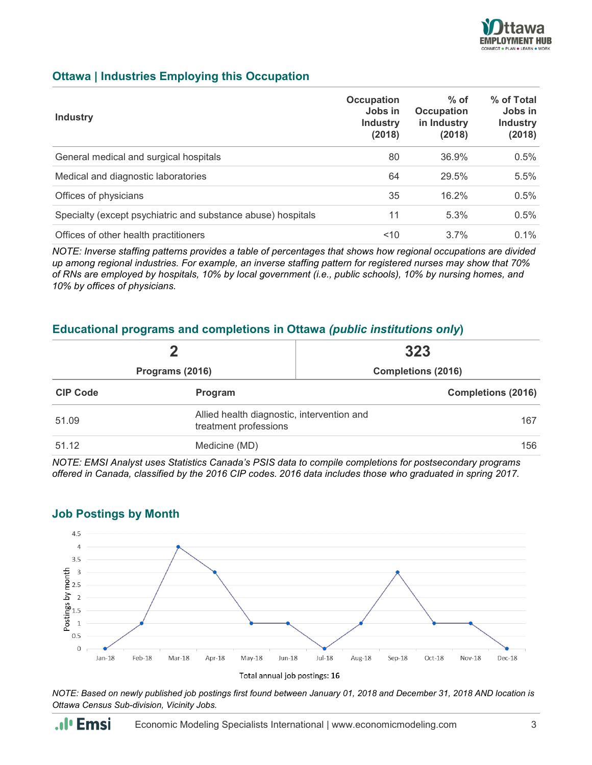## Ottawa | Industries Employing this Occupation

| Industry | Occupation Jobs in Industry (2018) | % of Occupation in Industry (2018) | % of Total Jobs in Industry (2018) |
|---|---|---|---|
| General medical and surgical hospitals | 80 | 36.9% | 0.5% |
| Medical and diagnostic laboratories | 64 | 29.5% | 5.5% |
| Offices of physicians | 35 | 16.2% | 0.5% |
| Specialty (except psychiatric and substance abuse) hospitals | 11 | 5.3% | 0.5% |
| Offices of other health practitioners | <10 | 3.7% | 0.1% |

*NOTE: Inverse staffing patterns provides a table of percentages that shows how regional occupations are divided up among regional industries. For example, an inverse staffing pattern for registered nurses may show that 70% of RNs are employed by hospitals, 10% by local government (i.e., public schools), 10% by nursing homes, and 10% by offices of physicians.*

## Educational programs and completions in Ottawa *(public institutions only)*

| 2 | 323 |
|---|---|
| Programs (2016) | Completions (2016) |

| CIP Code | Program | Completions (2016) |
|---|---|---|
| 51.09 | Allied health diagnostic, intervention and treatment professions | 167 |
| 51.12 | Medicine (MD) | 156 |

*NOTE: EMSI Analyst uses Statistics Canada's PSIS data to compile completions for postsecondary programs offered in Canada, classified by the 2016 CIP codes. 2016 data includes those who graduated in spring 2017.*

## Job Postings by Month

Postings by month

4.5
4
3.5
3
2.5
2
1.5
1
0.5
0

Jan-18 Feb-18 Mar-18 Apr-18 May-18 Jun-18 Jul-18 Aug-18 Sep-18 Oct-18 Nov-18 Dec-18

Total annual job postings: **16**

*NOTE: Based on newly published job postings first found between January 01, 2018 and December 31, 2018 AND location is Ottawa Census Sub-division, Vicinity Jobs.*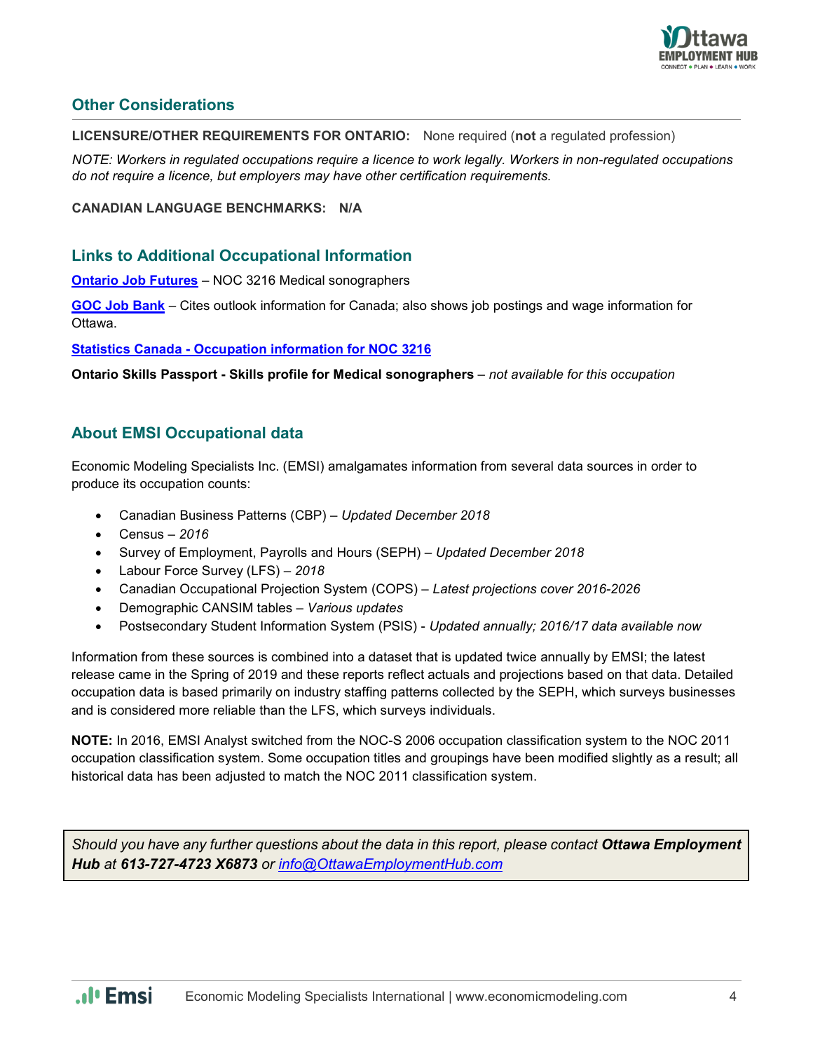## Other Considerations

**LICENSURE/OTHER REQUIREMENTS FOR ONTARIO:** None required (**not** a regulated profession)

*NOTE: Workers in regulated occupations require a licence to work legally. Workers in non-regulated occupations do not require a licence, but employers may have other certification requirements.*

**CANADIAN LANGUAGE BENCHMARKS: N/A**

## Links to Additional Occupational Information

**Ontario Job Futures** – NOC 3216 Medical sonographers

**GOC Job Bank** – Cites outlook information for Canada; also shows job postings and wage information for Ottawa.

**Statistics Canada - Occupation information for NOC 3216**

**Ontario Skills Passport - Skills profile for Medical sonographers** – *not available for this occupation*

## About EMSI Occupational data

Economic Modeling Specialists Inc. (EMSI) amalgamates information from several data sources in order to produce its occupation counts:

- Canadian Business Patterns (CBP) – *Updated December 2018*
- Census – *2016*
- Survey of Employment, Payrolls and Hours (SEPH) – *Updated December 2018*
- Labour Force Survey (LFS) – *2018*
- Canadian Occupational Projection System (COPS) – *Latest projections cover 2016-2026*
- Demographic CANSIM tables – *Various updates*
- Postsecondary Student Information System (PSIS) - *Updated annually; 2016/17 data available now*

Information from these sources is combined into a dataset that is updated twice annually by EMSI; the latest release came in the Spring of 2019 and these reports reflect actuals and projections based on that data. Detailed occupation data is based primarily on industry staffing patterns collected by the SEPH, which surveys businesses and is considered more reliable than the LFS, which surveys individuals.

**NOTE:** In 2016, EMSI Analyst switched from the NOC-S 2006 occupation classification system to the NOC 2011 occupation classification system. Some occupation titles and groupings have been modified slightly as a result; all historical data has been adjusted to match the NOC 2011 classification system.

*Should you have any further questions about the data in this report, please contact **Ottawa Employment Hub** at **613-727-4723 X6873** or info@OttawaEmploymentHub.com*